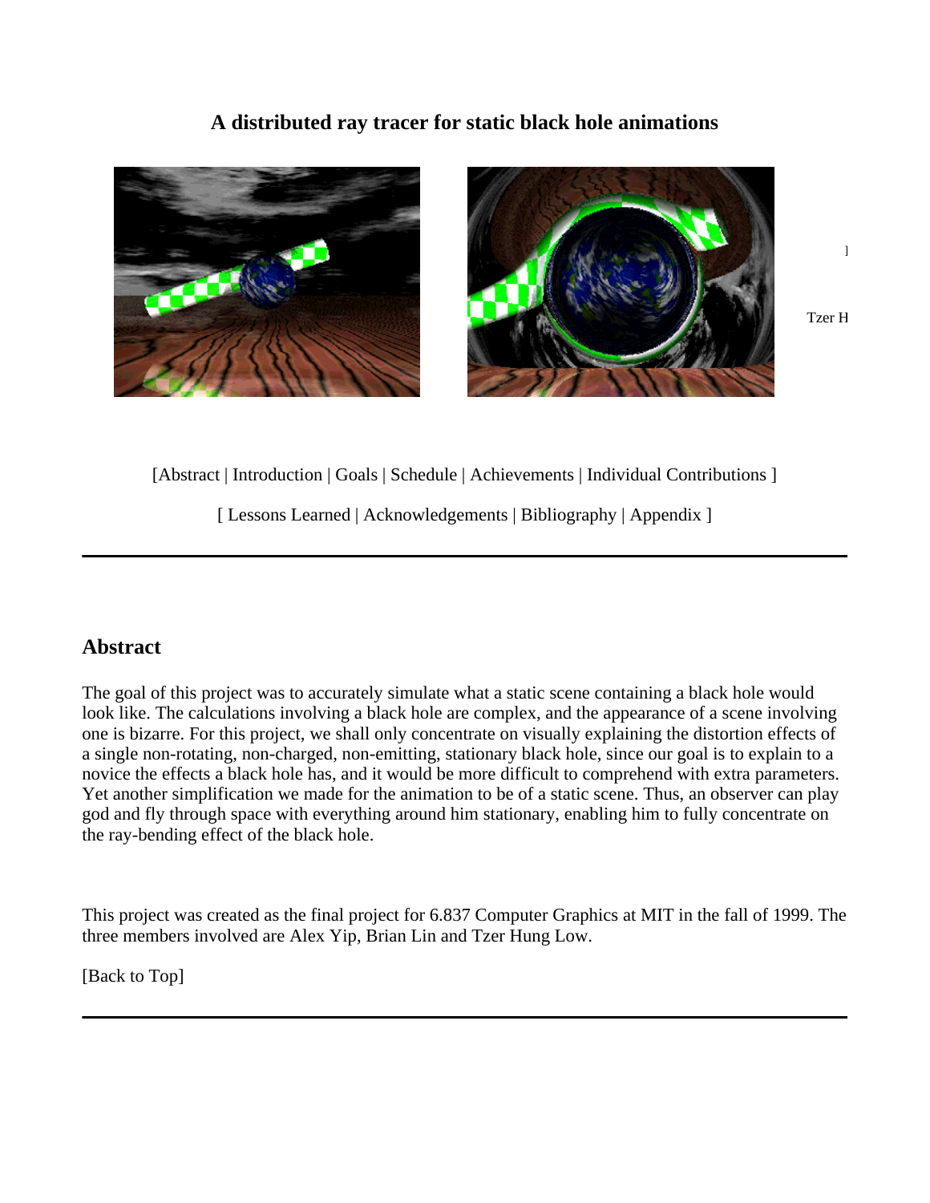# A distributed ray tracer for static black hole animations

]

Tzer H

[Abstract | Introduction | Goals | Schedule | Achievements | Individual Contributions ]

[ Lessons Learned | Acknowledgements | Bibliography | Appendix ]

---

## Abstract

The goal of this project was to accurately simulate what a static scene containing a black hole would look like. The calculations involving a black hole are complex, and the appearance of a scene involving one is bizarre. For this project, we shall only concentrate on visually explaining the distortion effects of a single non-rotating, non-charged, non-emitting, stationary black hole, since our goal is to explain to a novice the effects a black hole has, and it would be more difficult to comprehend with extra parameters. Yet another simplification we made for the animation to be of a static scene. Thus, an observer can play god and fly through space with everything around him stationary, enabling him to fully concentrate on the ray-bending effect of the black hole.

This project was created as the final project for 6.837 Computer Graphics at MIT in the fall of 1999. The three members involved are Alex Yip, Brian Lin and Tzer Hung Low.

[Back to Top]

---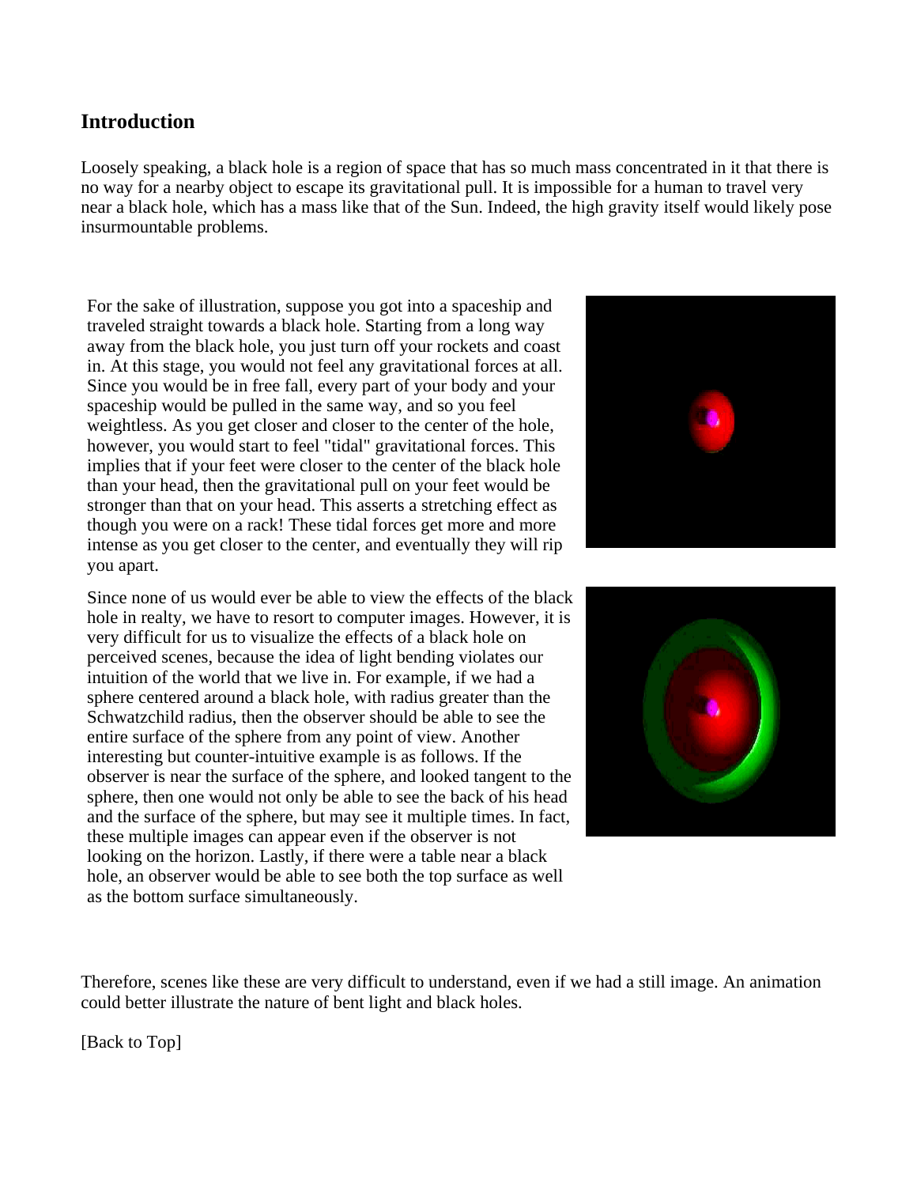## Introduction

Loosely speaking, a black hole is a region of space that has so much mass concentrated in it that there is no way for a nearby object to escape its gravitational pull. It is impossible for a human to travel very near a black hole, which has a mass like that of the Sun. Indeed, the high gravity itself would likely pose insurmountable problems.

For the sake of illustration, suppose you got into a spaceship and traveled straight towards a black hole. Starting from a long way away from the black hole, you just turn off your rockets and coast in. At this stage, you would not feel any gravitational forces at all. Since you would be in free fall, every part of your body and your spaceship would be pulled in the same way, and so you feel weightless. As you get closer and closer to the center of the hole, however, you would start to feel "tidal" gravitational forces. This implies that if your feet were closer to the center of the black hole than your head, then the gravitational pull on your feet would be stronger than that on your head. This asserts a stretching effect as though you were on a rack! These tidal forces get more and more intense as you get closer to the center, and eventually they will rip you apart.

Since none of us would ever be able to view the effects of the black hole in realty, we have to resort to computer images. However, it is very difficult for us to visualize the effects of a black hole on perceived scenes, because the idea of light bending violates our intuition of the world that we live in. For example, if we had a sphere centered around a black hole, with radius greater than the Schwatzchild radius, then the observer should be able to see the entire surface of the sphere from any point of view. Another interesting but counter-intuitive example is as follows. If the observer is near the surface of the sphere, and looked tangent to the sphere, then one would not only be able to see the back of his head and the surface of the sphere, but may see it multiple times. In fact, these multiple images can appear even if the observer is not looking on the horizon. Lastly, if there were a table near a black hole, an observer would be able to see both the top surface as well as the bottom surface simultaneously.

Therefore, scenes like these are very difficult to understand, even if we had a still image. An animation could better illustrate the nature of bent light and black holes.

[Back to Top]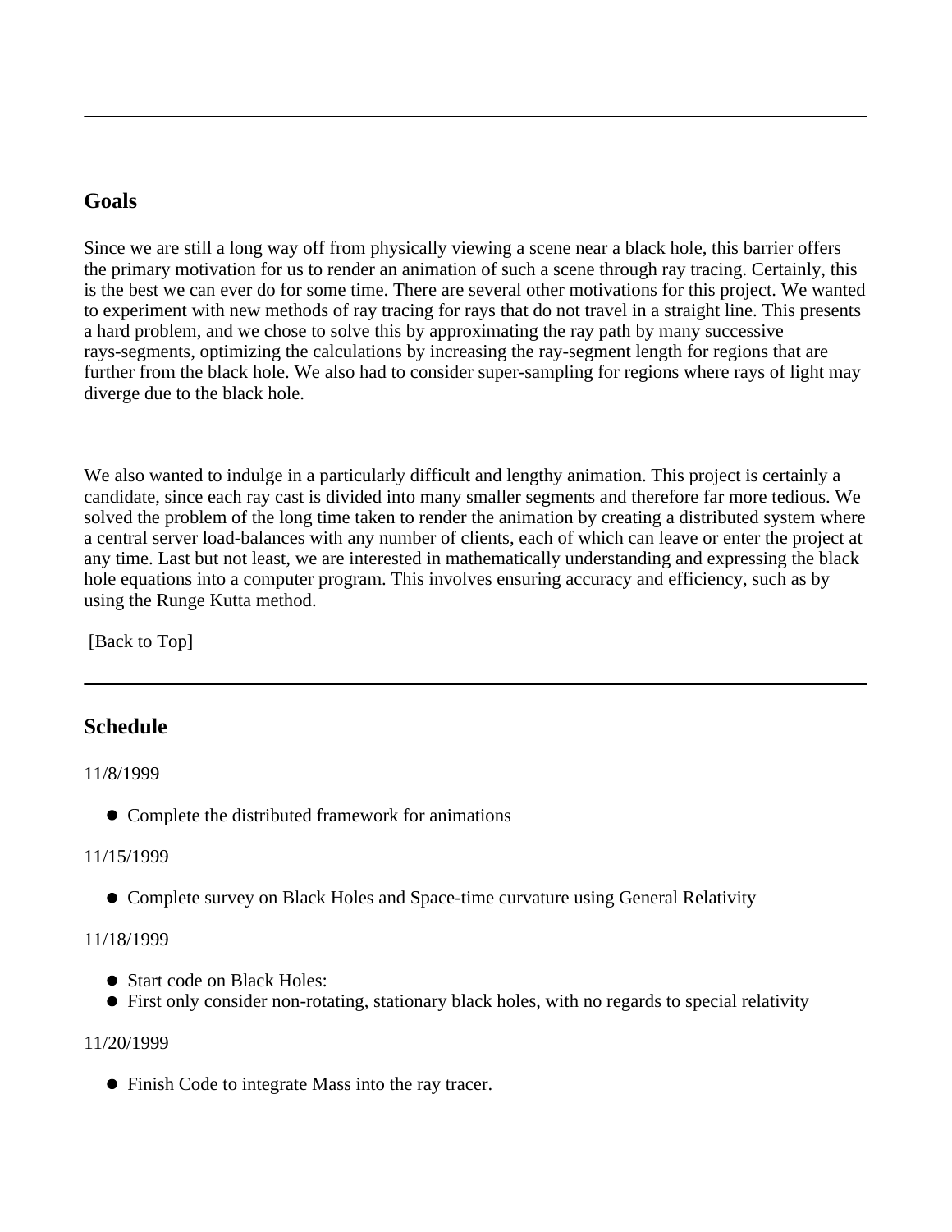---

## Goals

Since we are still a long way off from physically viewing a scene near a black hole, this barrier offers the primary motivation for us to render an animation of such a scene through ray tracing. Certainly, this is the best we can ever do for some time. There are several other motivations for this project. We wanted to experiment with new methods of ray tracing for rays that do not travel in a straight line. This presents a hard problem, and we chose to solve this by approximating the ray path by many successive rays-segments, optimizing the calculations by increasing the ray-segment length for regions that are further from the black hole. We also had to consider super-sampling for regions where rays of light may diverge due to the black hole.

We also wanted to indulge in a particularly difficult and lengthy animation. This project is certainly a candidate, since each ray cast is divided into many smaller segments and therefore far more tedious. We solved the problem of the long time taken to render the animation by creating a distributed system where a central server load-balances with any number of clients, each of which can leave or enter the project at any time. Last but not least, we are interested in mathematically understanding and expressing the black hole equations into a computer program. This involves ensuring accuracy and efficiency, such as by using the Runge Kutta method.

[Back to Top]

---

## Schedule

11/8/1999

- Complete the distributed framework for animations

11/15/1999

- Complete survey on Black Holes and Space-time curvature using General Relativity

11/18/1999

- Start code on Black Holes:
- First only consider non-rotating, stationary black holes, with no regards to special relativity

11/20/1999

- Finish Code to integrate Mass into the ray tracer.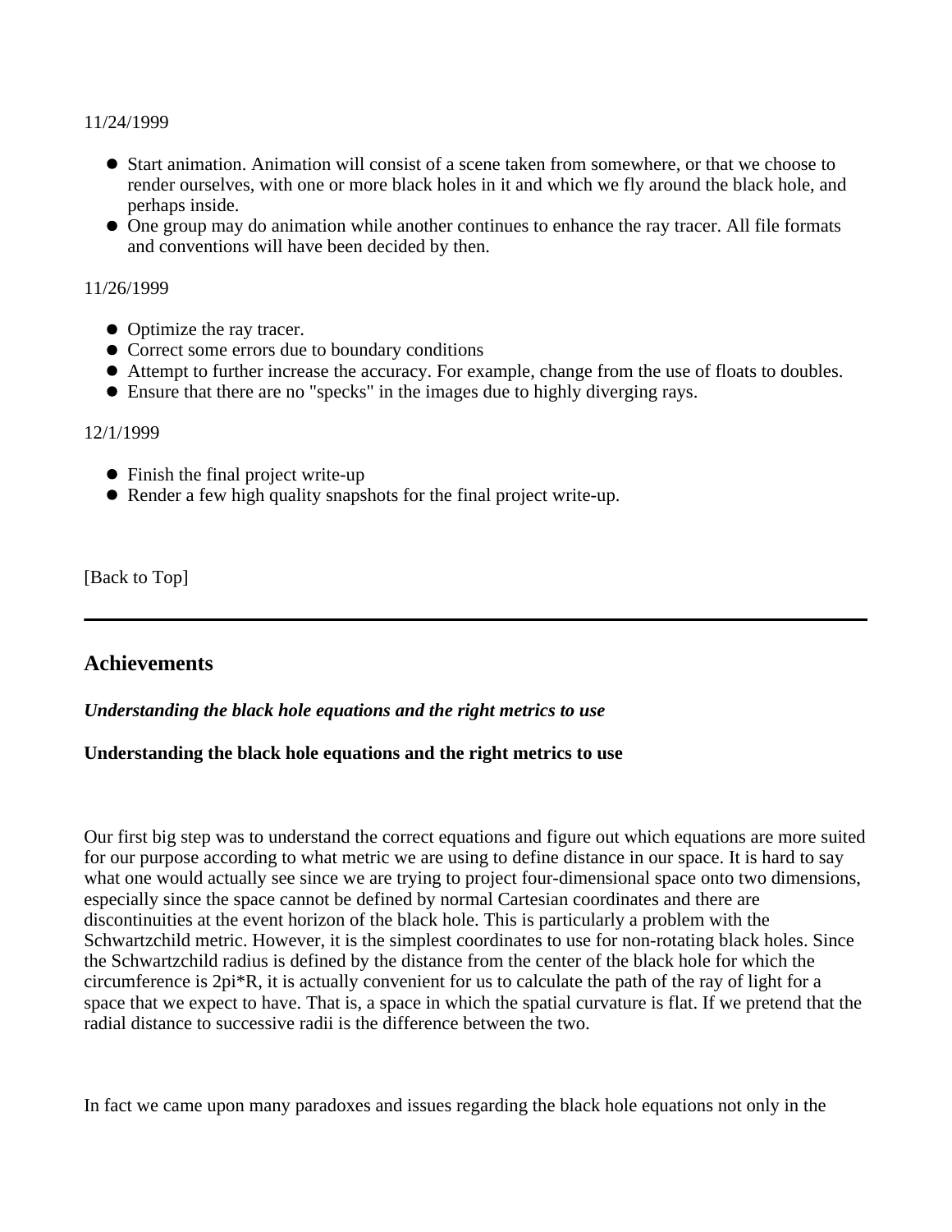11/24/1999

- Start animation. Animation will consist of a scene taken from somewhere, or that we choose to render ourselves, with one or more black holes in it and which we fly around the black hole, and perhaps inside.
- One group may do animation while another continues to enhance the ray tracer. All file formats and conventions will have been decided by then.

11/26/1999

- Optimize the ray tracer.
- Correct some errors due to boundary conditions
- Attempt to further increase the accuracy. For example, change from the use of floats to doubles.
- Ensure that there are no "specks" in the images due to highly diverging rays.

12/1/1999

- Finish the final project write-up
- Render a few high quality snapshots for the final project write-up.

[Back to Top]

---

## Achievements

***Understanding the black hole equations and the right metrics to use***

**Understanding the black hole equations and the right metrics to use**

Our first big step was to understand the correct equations and figure out which equations are more suited for our purpose according to what metric we are using to define distance in our space. It is hard to say what one would actually see since we are trying to project four-dimensional space onto two dimensions, especially since the space cannot be defined by normal Cartesian coordinates and there are discontinuities at the event horizon of the black hole. This is particularly a problem with the Schwartzchild metric. However, it is the simplest coordinates to use for non-rotating black holes. Since the Schwartzchild radius is defined by the distance from the center of the black hole for which the circumference is 2pi*R, it is actually convenient for us to calculate the path of the ray of light for a space that we expect to have. That is, a space in which the spatial curvature is flat. If we pretend that the radial distance to successive radii is the difference between the two.

In fact we came upon many paradoxes and issues regarding the black hole equations not only in the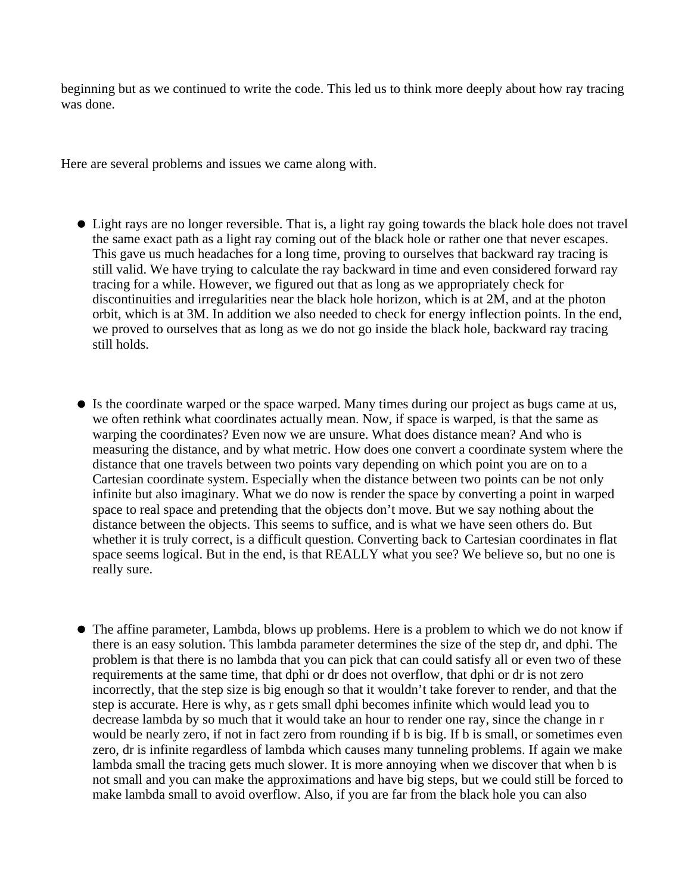beginning but as we continued to write the code. This led us to think more deeply about how ray tracing was done.

Here are several problems and issues we came along with.

- Light rays are no longer reversible. That is, a light ray going towards the black hole does not travel the same exact path as a light ray coming out of the black hole or rather one that never escapes. This gave us much headaches for a long time, proving to ourselves that backward ray tracing is still valid. We have trying to calculate the ray backward in time and even considered forward ray tracing for a while. However, we figured out that as long as we appropriately check for discontinuities and irregularities near the black hole horizon, which is at 2M, and at the photon orbit, which is at 3M. In addition we also needed to check for energy inflection points. In the end, we proved to ourselves that as long as we do not go inside the black hole, backward ray tracing still holds.

- Is the coordinate warped or the space warped. Many times during our project as bugs came at us, we often rethink what coordinates actually mean. Now, if space is warped, is that the same as warping the coordinates? Even now we are unsure. What does distance mean? And who is measuring the distance, and by what metric. How does one convert a coordinate system where the distance that one travels between two points vary depending on which point you are on to a Cartesian coordinate system. Especially when the distance between two points can be not only infinite but also imaginary. What we do now is render the space by converting a point in warped space to real space and pretending that the objects don't move. But we say nothing about the distance between the objects. This seems to suffice, and is what we have seen others do. But whether it is truly correct, is a difficult question. Converting back to Cartesian coordinates in flat space seems logical. But in the end, is that REALLY what you see? We believe so, but no one is really sure.

- The affine parameter, Lambda, blows up problems. Here is a problem to which we do not know if there is an easy solution. This lambda parameter determines the size of the step dr, and dphi. The problem is that there is no lambda that you can pick that can could satisfy all or even two of these requirements at the same time, that dphi or dr does not overflow, that dphi or dr is not zero incorrectly, that the step size is big enough so that it wouldn't take forever to render, and that the step is accurate. Here is why, as r gets small dphi becomes infinite which would lead you to decrease lambda by so much that it would take an hour to render one ray, since the change in r would be nearly zero, if not in fact zero from rounding if b is big. If b is small, or sometimes even zero, dr is infinite regardless of lambda which causes many tunneling problems. If again we make lambda small the tracing gets much slower. It is more annoying when we discover that when b is not small and you can make the approximations and have big steps, but we could still be forced to make lambda small to avoid overflow. Also, if you are far from the black hole you can also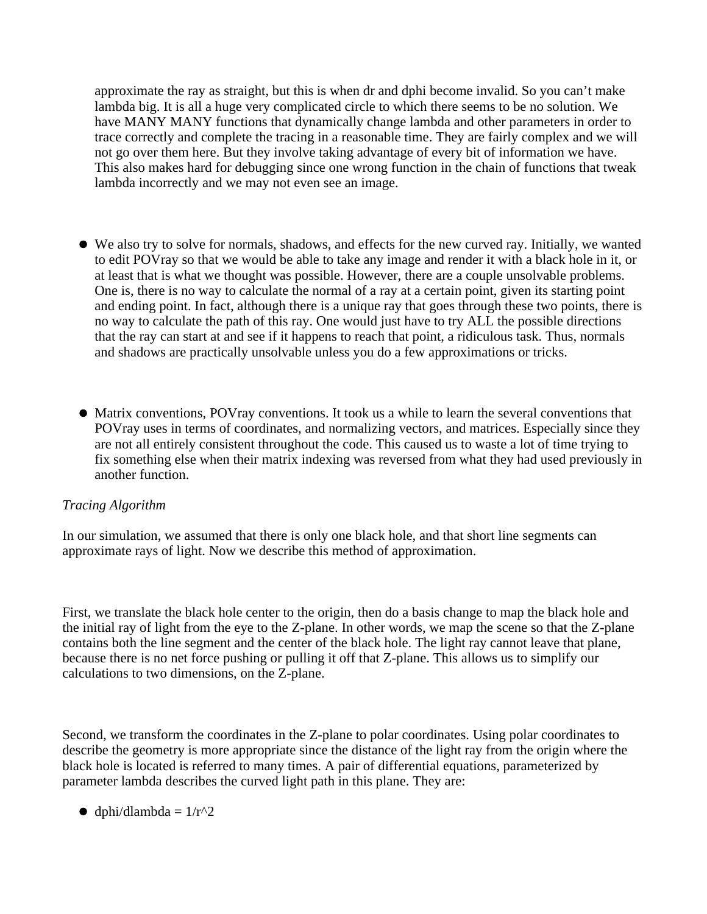approximate the ray as straight, but this is when dr and dphi become invalid. So you can't make lambda big. It is all a huge very complicated circle to which there seems to be no solution. We have MANY MANY functions that dynamically change lambda and other parameters in order to trace correctly and complete the tracing in a reasonable time. They are fairly complex and we will not go over them here. But they involve taking advantage of every bit of information we have. This also makes hard for debugging since one wrong function in the chain of functions that tweak lambda incorrectly and we may not even see an image.

- We also try to solve for normals, shadows, and effects for the new curved ray. Initially, we wanted to edit POVray so that we would be able to take any image and render it with a black hole in it, or at least that is what we thought was possible. However, there are a couple unsolvable problems. One is, there is no way to calculate the normal of a ray at a certain point, given its starting point and ending point. In fact, although there is a unique ray that goes through these two points, there is no way to calculate the path of this ray. One would just have to try ALL the possible directions that the ray can start at and see if it happens to reach that point, a ridiculous task. Thus, normals and shadows are practically unsolvable unless you do a few approximations or tricks.

- Matrix conventions, POVray conventions. It took us a while to learn the several conventions that POVray uses in terms of coordinates, and normalizing vectors, and matrices. Especially since they are not all entirely consistent throughout the code. This caused us to waste a lot of time trying to fix something else when their matrix indexing was reversed from what they had used previously in another function.

*Tracing Algorithm*

In our simulation, we assumed that there is only one black hole, and that short line segments can approximate rays of light. Now we describe this method of approximation.

First, we translate the black hole center to the origin, then do a basis change to map the black hole and the initial ray of light from the eye to the Z-plane. In other words, we map the scene so that the Z-plane contains both the line segment and the center of the black hole. The light ray cannot leave that plane, because there is no net force pushing or pulling it off that Z-plane. This allows us to simplify our calculations to two dimensions, on the Z-plane.

Second, we transform the coordinates in the Z-plane to polar coordinates. Using polar coordinates to describe the geometry is more appropriate since the distance of the light ray from the origin where the black hole is located is referred to many times. A pair of differential equations, parameterized by parameter lambda describes the curved light path in this plane. They are:

- $d\phi/d\lambda = 1/r^2$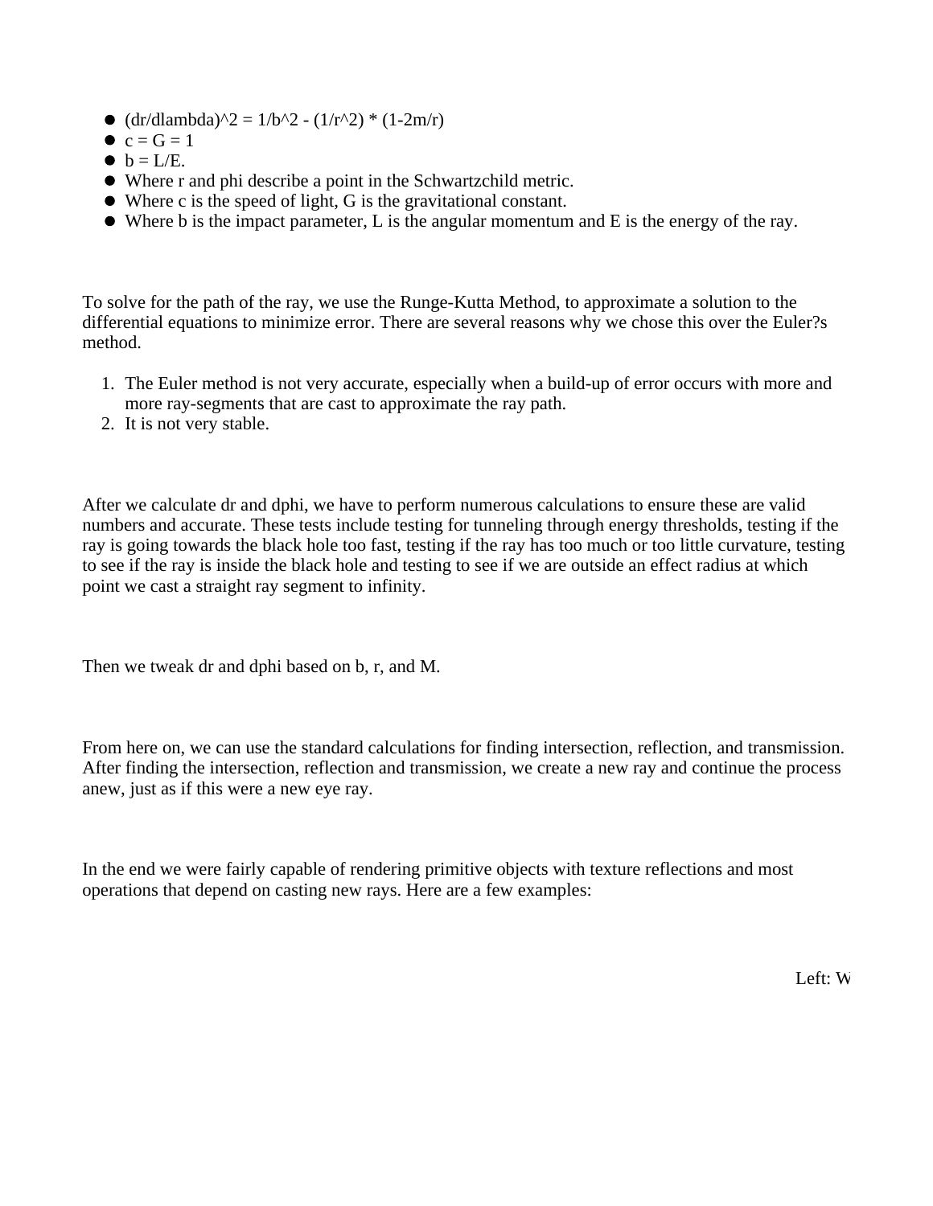- $(dr/d\lambda)^2 = 1/b^2 - (1/r^2) * (1-2m/r)$
- $c = G = 1$
- $b = L/E$.
- Where r and phi describe a point in the Schwartzchild metric.
- Where c is the speed of light, G is the gravitational constant.
- Where b is the impact parameter, L is the angular momentum and E is the energy of the ray.

To solve for the path of the ray, we use the Runge-Kutta Method, to approximate a solution to the differential equations to minimize error. There are several reasons why we chose this over the Euler?s method.

1. The Euler method is not very accurate, especially when a build-up of error occurs with more and more ray-segments that are cast to approximate the ray path.
2. It is not very stable.

After we calculate dr and dphi, we have to perform numerous calculations to ensure these are valid numbers and accurate. These tests include testing for tunneling through energy thresholds, testing if the ray is going towards the black hole too fast, testing if the ray has too much or too little curvature, testing to see if the ray is inside the black hole and testing to see if we are outside an effect radius at which point we cast a straight ray segment to infinity.

Then we tweak dr and dphi based on b, r, and M.

From here on, we can use the standard calculations for finding intersection, reflection, and transmission. After finding the intersection, reflection and transmission, we create a new ray and continue the process anew, just as if this were a new eye ray.

In the end we were fairly capable of rendering primitive objects with texture reflections and most operations that depend on casting new rays. Here are a few examples:

Left: W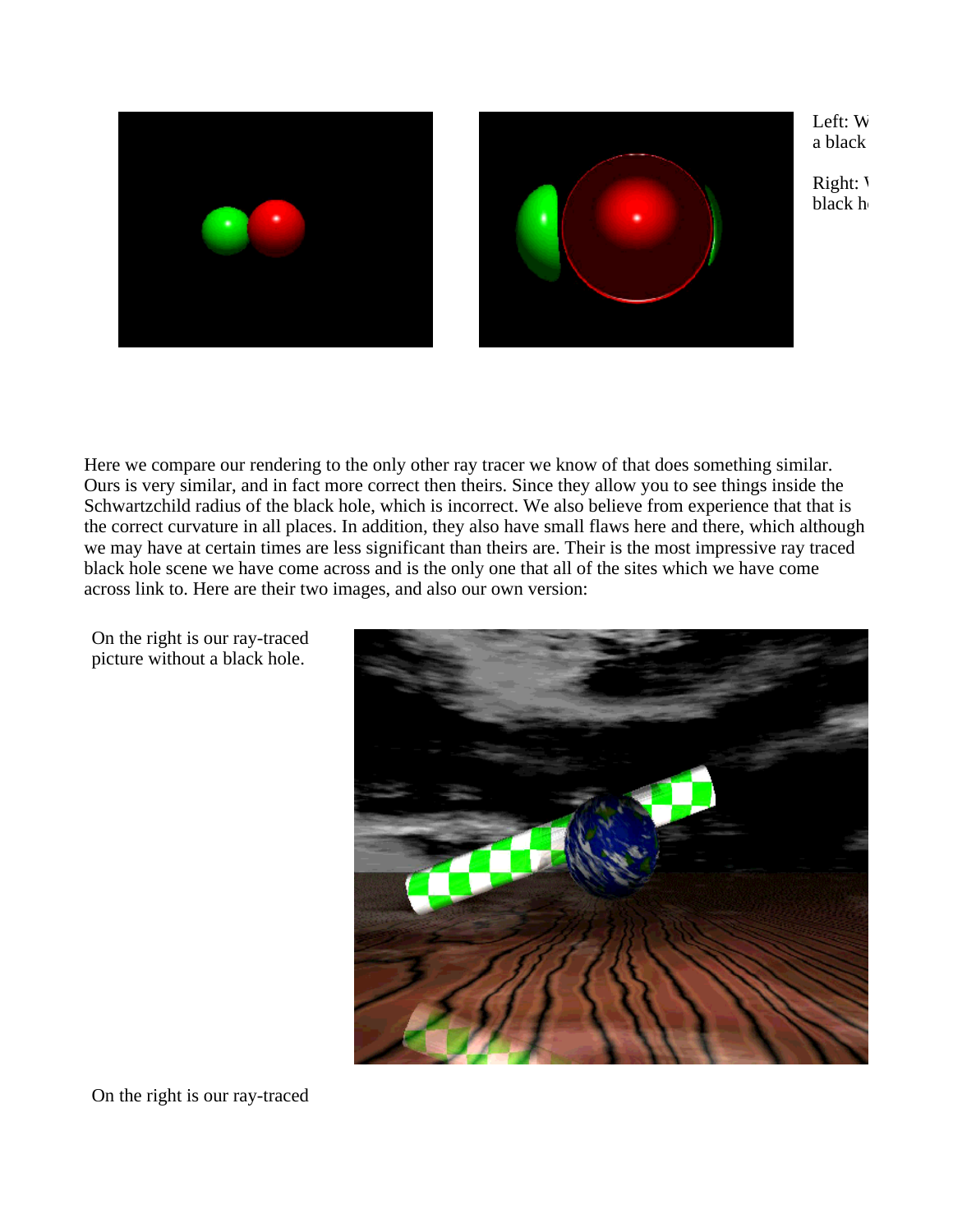Left: W
a black

Right: V
black h

Here we compare our rendering to the only other ray tracer we know of that does something similar. Ours is very similar, and in fact more correct then theirs. Since they allow you to see things inside the Schwartzchild radius of the black hole, which is incorrect. We also believe from experience that that is the correct curvature in all places. In addition, they also have small flaws here and there, which although we may have at certain times are less significant than theirs are. Their is the most impressive ray traced black hole scene we have come across and is the only one that all of the sites which we have come across link to. Here are their two images, and also our own version:

On the right is our ray-traced picture without a black hole.

On the right is our ray-traced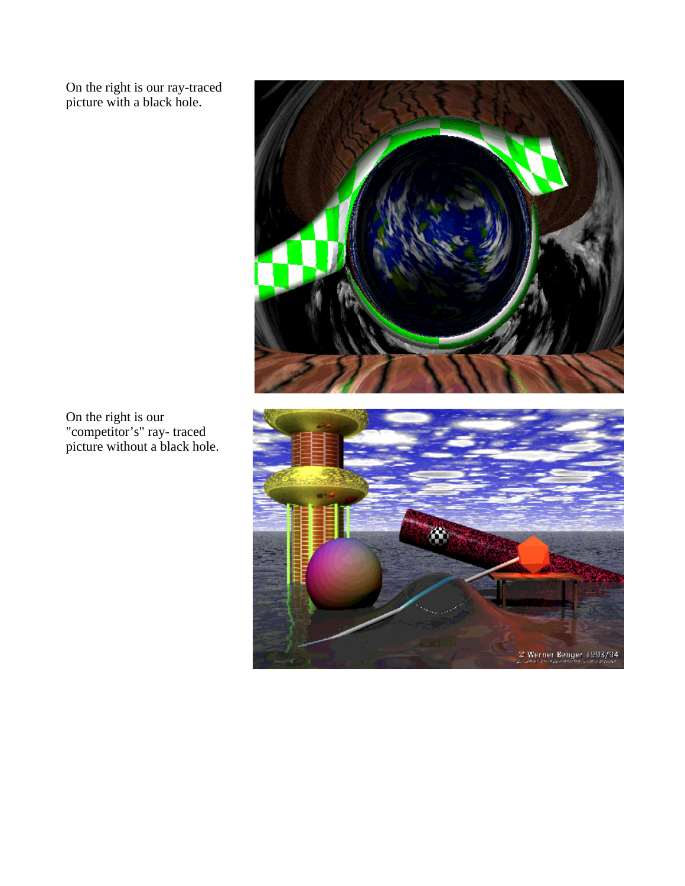On the right is our ray-traced picture with a black hole.

On the right is our "competitor's" ray- traced picture without a black hole.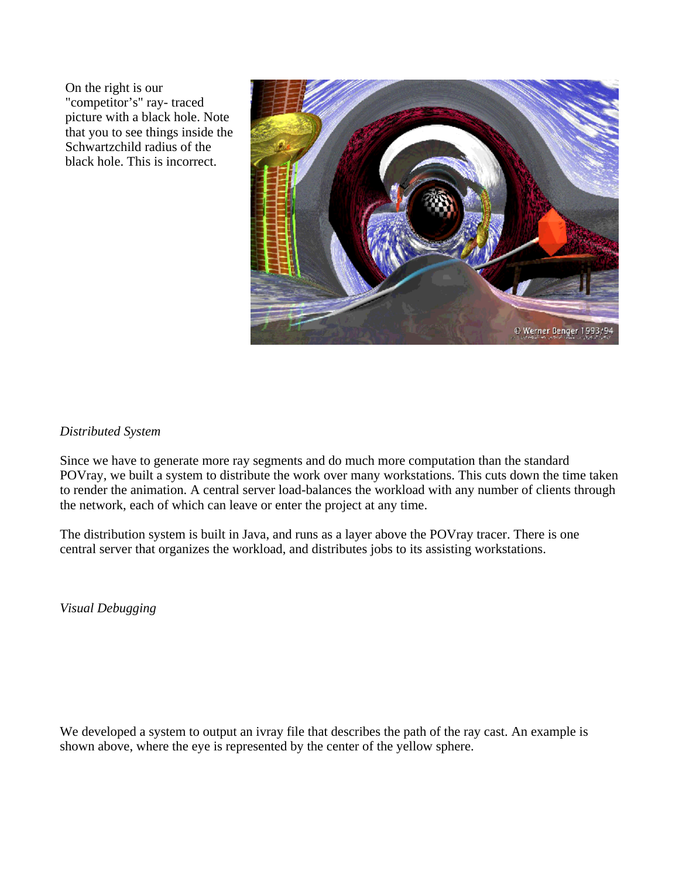On the right is our "competitor's" ray- traced picture with a black hole. Note that you to see things inside the Schwartzchild radius of the black hole. This is incorrect.

*Distributed System*

Since we have to generate more ray segments and do much more computation than the standard POVray, we built a system to distribute the work over many workstations. This cuts down the time taken to render the animation. A central server load-balances the workload with any number of clients through the network, each of which can leave or enter the project at any time.

The distribution system is built in Java, and runs as a layer above the POVray tracer. There is one central server that organizes the workload, and distributes jobs to its assisting workstations.

*Visual Debugging*

We developed a system to output an ivray file that describes the path of the ray cast. An example is shown above, where the eye is represented by the center of the yellow sphere.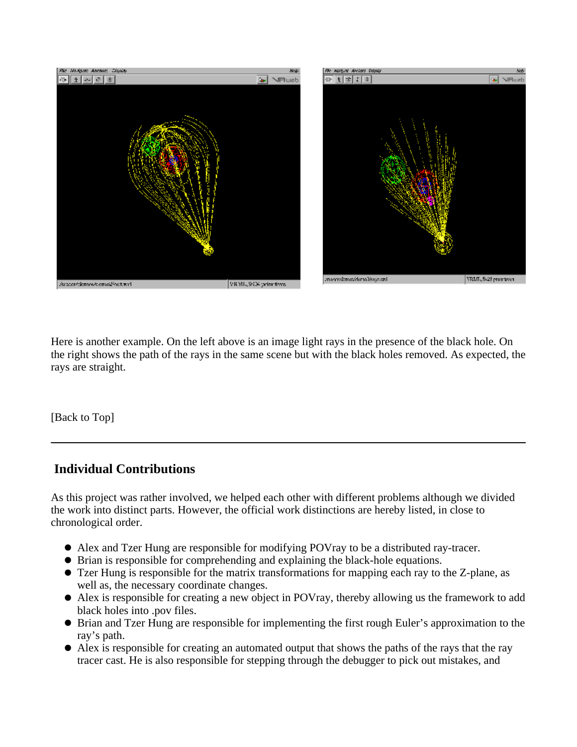Here is another example. On the left above is an image light rays in the presence of the black hole. On the right shows the path of the rays in the same scene but with the black holes removed. As expected, the rays are straight.

[Back to Top]

---

## Individual Contributions

As this project was rather involved, we helped each other with different problems although we divided the work into distinct parts. However, the official work distinctions are hereby listed, in close to chronological order.

- Alex and Tzer Hung are responsible for modifying POVray to be a distributed ray-tracer.
- Brian is responsible for comprehending and explaining the black-hole equations.
- Tzer Hung is responsible for the matrix transformations for mapping each ray to the Z-plane, as well as, the necessary coordinate changes.
- Alex is responsible for creating a new object in POVray, thereby allowing us the framework to add black holes into .pov files.
- Brian and Tzer Hung are responsible for implementing the first rough Euler's approximation to the ray's path.
- Alex is responsible for creating an automated output that shows the paths of the rays that the ray tracer cast. He is also responsible for stepping through the debugger to pick out mistakes, and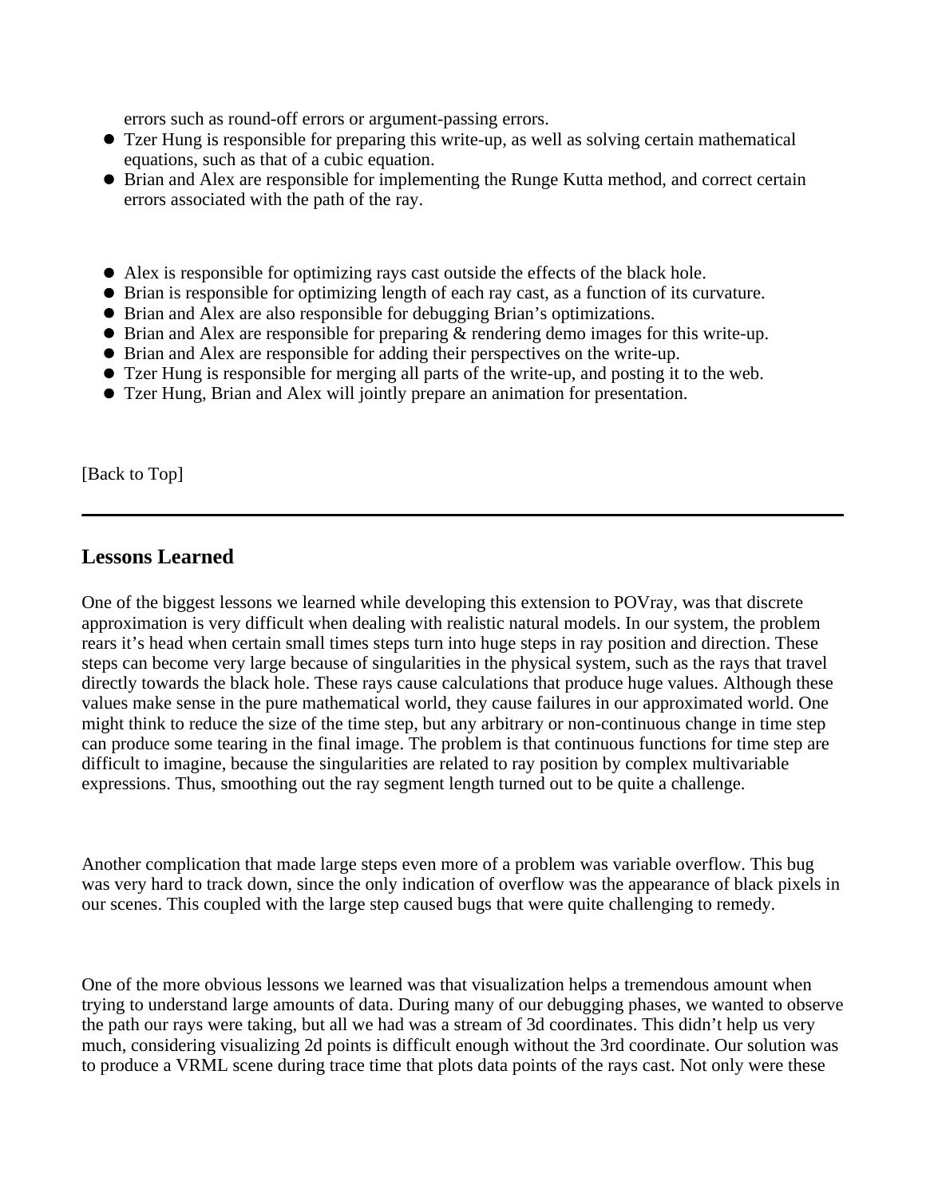errors such as round-off errors or argument-passing errors.

- Tzer Hung is responsible for preparing this write-up, as well as solving certain mathematical equations, such as that of a cubic equation.
- Brian and Alex are responsible for implementing the Runge Kutta method, and correct certain errors associated with the path of the ray.

- Alex is responsible for optimizing rays cast outside the effects of the black hole.
- Brian is responsible for optimizing length of each ray cast, as a function of its curvature.
- Brian and Alex are also responsible for debugging Brian's optimizations.
- Brian and Alex are responsible for preparing & rendering demo images for this write-up.
- Brian and Alex are responsible for adding their perspectives on the write-up.
- Tzer Hung is responsible for merging all parts of the write-up, and posting it to the web.
- Tzer Hung, Brian and Alex will jointly prepare an animation for presentation.

[Back to Top]

---

## Lessons Learned

One of the biggest lessons we learned while developing this extension to POVray, was that discrete approximation is very difficult when dealing with realistic natural models. In our system, the problem rears it's head when certain small times steps turn into huge steps in ray position and direction. These steps can become very large because of singularities in the physical system, such as the rays that travel directly towards the black hole. These rays cause calculations that produce huge values. Although these values make sense in the pure mathematical world, they cause failures in our approximated world. One might think to reduce the size of the time step, but any arbitrary or non-continuous change in time step can produce some tearing in the final image. The problem is that continuous functions for time step are difficult to imagine, because the singularities are related to ray position by complex multivariable expressions. Thus, smoothing out the ray segment length turned out to be quite a challenge.

Another complication that made large steps even more of a problem was variable overflow. This bug was very hard to track down, since the only indication of overflow was the appearance of black pixels in our scenes. This coupled with the large step caused bugs that were quite challenging to remedy.

One of the more obvious lessons we learned was that visualization helps a tremendous amount when trying to understand large amounts of data. During many of our debugging phases, we wanted to observe the path our rays were taking, but all we had was a stream of 3d coordinates. This didn't help us very much, considering visualizing 2d points is difficult enough without the 3rd coordinate. Our solution was to produce a VRML scene during trace time that plots data points of the rays cast. Not only were these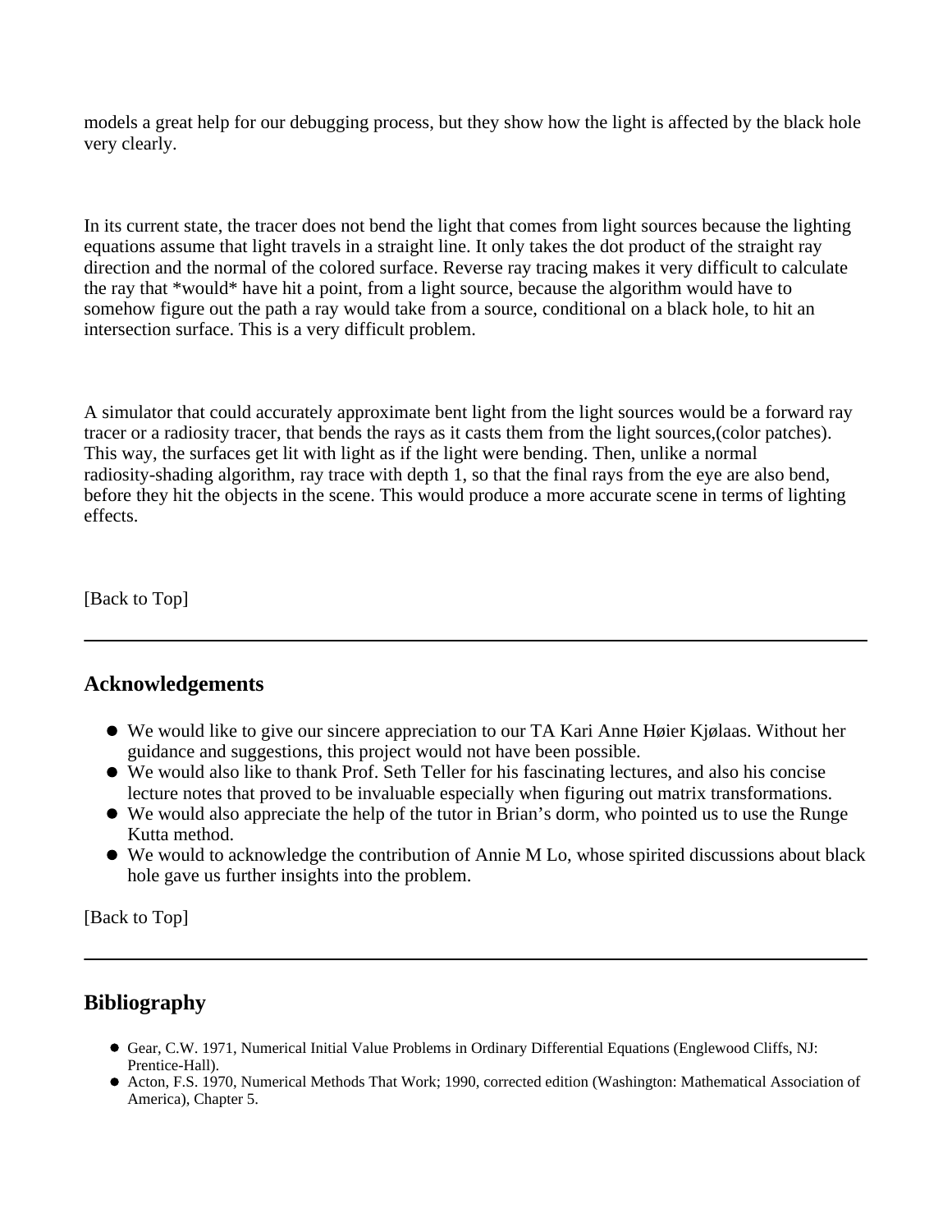models a great help for our debugging process, but they show how the light is affected by the black hole very clearly.

In its current state, the tracer does not bend the light that comes from light sources because the lighting equations assume that light travels in a straight line. It only takes the dot product of the straight ray direction and the normal of the colored surface. Reverse ray tracing makes it very difficult to calculate the ray that *would* have hit a point, from a light source, because the algorithm would have to somehow figure out the path a ray would take from a source, conditional on a black hole, to hit an intersection surface. This is a very difficult problem.

A simulator that could accurately approximate bent light from the light sources would be a forward ray tracer or a radiosity tracer, that bends the rays as it casts them from the light sources,(color patches). This way, the surfaces get lit with light as if the light were bending. Then, unlike a normal radiosity-shading algorithm, ray trace with depth 1, so that the final rays from the eye are also bend, before they hit the objects in the scene. This would produce a more accurate scene in terms of lighting effects.

[Back to Top]

---

## Acknowledgements

- We would like to give our sincere appreciation to our TA Kari Anne Høier Kjølaas. Without her guidance and suggestions, this project would not have been possible.
- We would also like to thank Prof. Seth Teller for his fascinating lectures, and also his concise lecture notes that proved to be invaluable especially when figuring out matrix transformations.
- We would also appreciate the help of the tutor in Brian's dorm, who pointed us to use the Runge Kutta method.
- We would to acknowledge the contribution of Annie M Lo, whose spirited discussions about black hole gave us further insights into the problem.

[Back to Top]

---

## Bibliography

- Gear, C.W. 1971, Numerical Initial Value Problems in Ordinary Differential Equations (Englewood Cliffs, NJ: Prentice-Hall).
- Acton, F.S. 1970, Numerical Methods That Work; 1990, corrected edition (Washington: Mathematical Association of America), Chapter 5.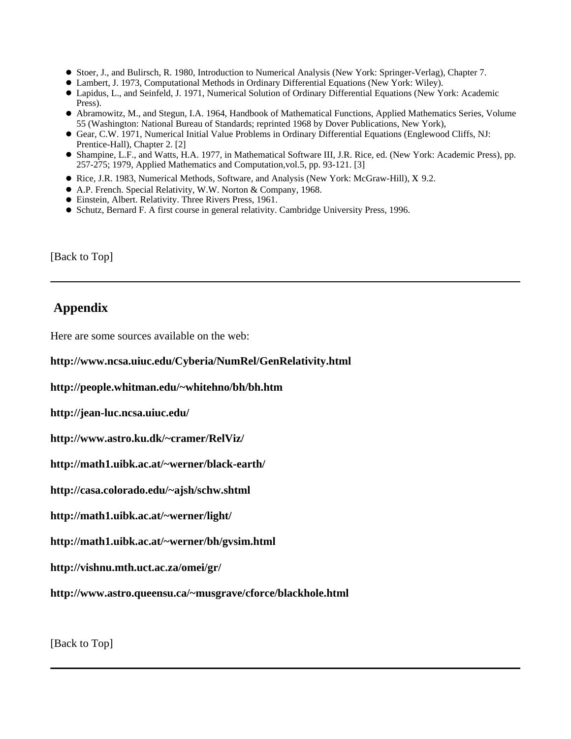- Stoer, J., and Bulirsch, R. 1980, Introduction to Numerical Analysis (New York: Springer-Verlag), Chapter 7.
- Lambert, J. 1973, Computational Methods in Ordinary Differential Equations (New York: Wiley).
- Lapidus, L., and Seinfeld, J. 1971, Numerical Solution of Ordinary Differential Equations (New York: Academic Press).
- Abramowitz, M., and Stegun, I.A. 1964, Handbook of Mathematical Functions, Applied Mathematics Series, Volume 55 (Washington: National Bureau of Standards; reprinted 1968 by Dover Publications, New York),
- Gear, C.W. 1971, Numerical Initial Value Problems in Ordinary Differential Equations (Englewood Cliffs, NJ: Prentice-Hall), Chapter 2. [2]
- Shampine, L.F., and Watts, H.A. 1977, in Mathematical Software III, J.R. Rice, ed. (New York: Academic Press), pp. 257-275; 1979, Applied Mathematics and Computation,vol.5, pp. 93-121. [3]
- Rice, J.R. 1983, Numerical Methods, Software, and Analysis (New York: McGraw-Hill), X 9.2.
- A.P. French. Special Relativity, W.W. Norton & Company, 1968.
- Einstein, Albert. Relativity. Three Rivers Press, 1961.
- Schutz, Bernard F. A first course in general relativity. Cambridge University Press, 1996.

[Back to Top]

---

## Appendix

Here are some sources available on the web:

**http://www.ncsa.uiuc.edu/Cyberia/NumRel/GenRelativity.html**

**http://people.whitman.edu/~whitehno/bh/bh.htm**

**http://jean-luc.ncsa.uiuc.edu/**

**http://www.astro.ku.dk/~cramer/RelViz/**

**http://math1.uibk.ac.at/~werner/black-earth/**

**http://casa.colorado.edu/~ajsh/schw.shtml**

**http://math1.uibk.ac.at/~werner/light/**

**http://math1.uibk.ac.at/~werner/bh/gvsim.html**

**http://vishnu.mth.uct.ac.za/omei/gr/**

**http://www.astro.queensu.ca/~musgrave/cforce/blackhole.html**

[Back to Top]

---